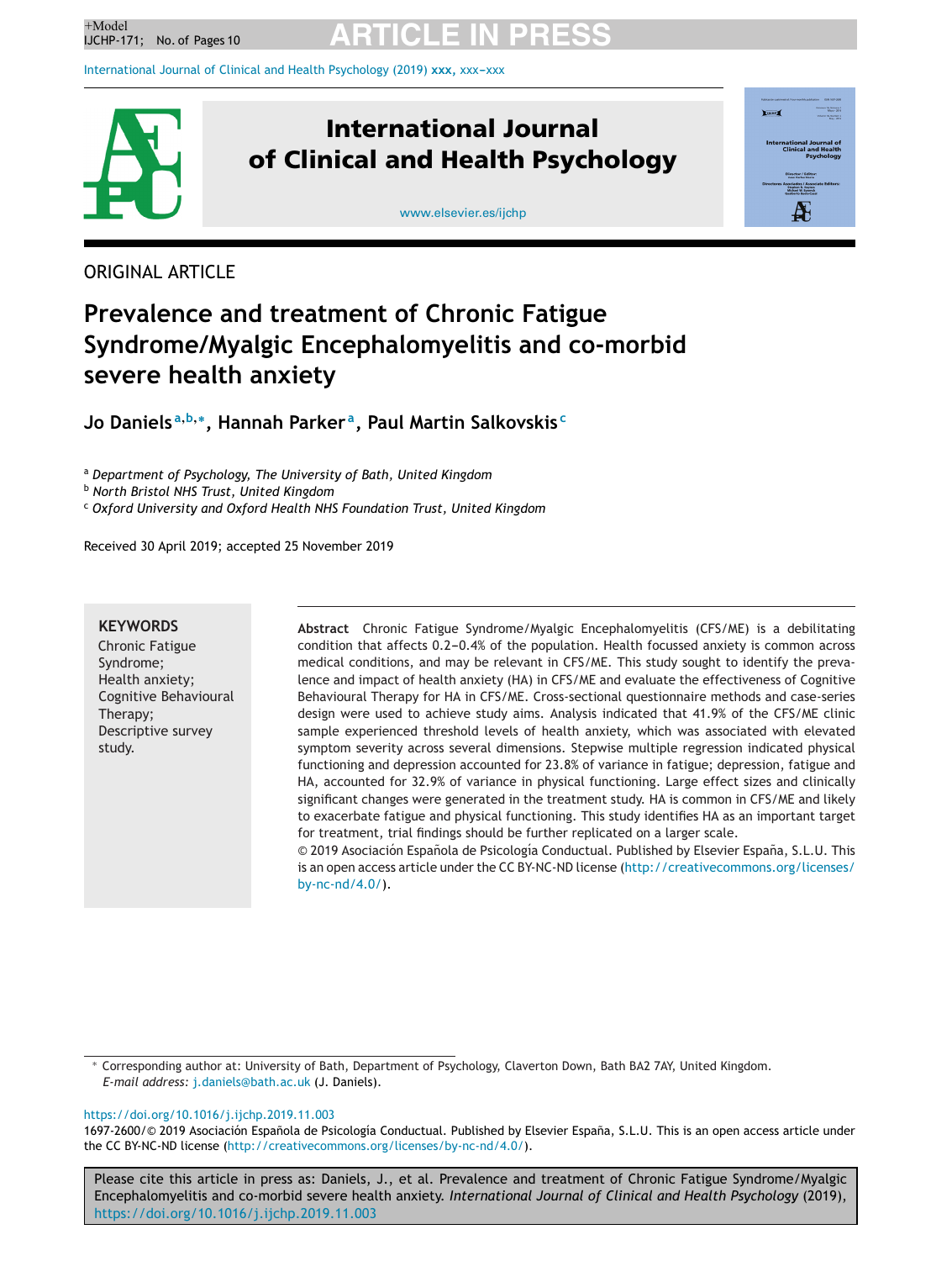ORIGINAL ARTICLE

# Prevalence and treatment of Chronic Fatigue Syndrome/Myalgic Encephalomyelitis and co-morbid severe health anxiety

**Jo Daniels[a,b,*], Hannah Parker[a], Paul Martin Salkovskis[c]**

[a] *Department of Psychology, The University of Bath, United Kingdom*
[b] *North Bristol NHS Trust, United Kingdom*
[c] *Oxford University and Oxford Health NHS Foundation Trust, United Kingdom*

Received 30 April 2019; accepted 25 November 2019

**KEYWORDS**
Chronic Fatigue Syndrome;
Health anxiety;
Cognitive Behavioural Therapy;
Descriptive survey study.

**Abstract** Chronic Fatigue Syndrome/Myalgic Encephalomyelitis (CFS/ME) is a debilitating condition that affects 0.2–0.4% of the population. Health focussed anxiety is common across medical conditions, and may be relevant in CFS/ME. This study sought to identify the prevalence and impact of health anxiety (HA) in CFS/ME and evaluate the effectiveness of Cognitive Behavioural Therapy for HA in CFS/ME. Cross-sectional questionnaire methods and case-series design were used to achieve study aims. Analysis indicated that 41.9% of the CFS/ME clinic sample experienced threshold levels of health anxiety, which was associated with elevated symptom severity across several dimensions. Stepwise multiple regression indicated physical functioning and depression accounted for 23.8% of variance in fatigue; depression, fatigue and HA, accounted for 32.9% of variance in physical functioning. Large effect sizes and clinically significant changes were generated in the treatment study. HA is common in CFS/ME and likely to exacerbate fatigue and physical functioning. This study identifies HA as an important target for treatment, trial findings should be further replicated on a larger scale.
© 2019 Asociación Española de Psicología Conductual. Published by Elsevier España, S.L.U. This is an open access article under the CC BY-NC-ND license (http://creativecommons.org/licenses/by-nc-nd/4.0/).

* Corresponding author at: University of Bath, Department of Psychology, Claverton Down, Bath BA2 7AY, United Kingdom.
*E-mail address:* j.daniels@bath.ac.uk (J. Daniels).

https://doi.org/10.1016/j.ijchp.2019.11.003
1697-2600/© 2019 Asociación Española de Psicología Conductual. Published by Elsevier España, S.L.U. This is an open access article under the CC BY-NC-ND license (http://creativecommons.org/licenses/by-nc-nd/4.0/).

Please cite this article in press as: Daniels, J., et al. Prevalence and treatment of Chronic Fatigue Syndrome/Myalgic Encephalomyelitis and co-morbid severe health anxiety. *International Journal of Clinical and Health Psychology* (2019), https://doi.org/10.1016/j.ijchp.2019.11.003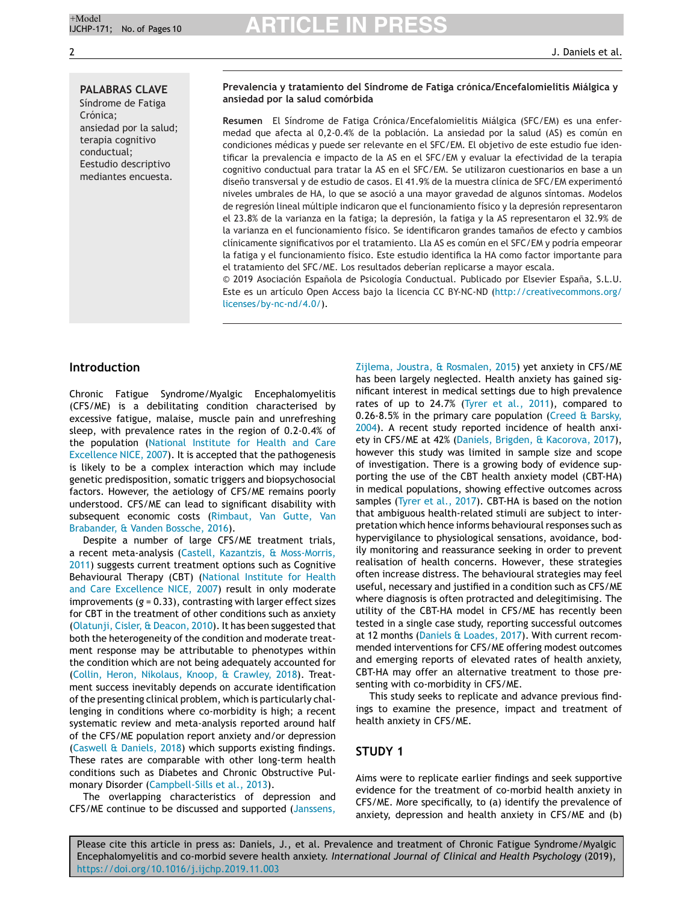**PALABRAS CLAVE**
Síndrome de Fatiga Crónica;
ansiedad por la salud;
terapia cognitivo conductual;
Eestudio descriptivo mediantes encuesta.

**Prevalencia y tratamiento del Síndrome de Fatiga crónica/Encefalomielitis Miálgica y ansiedad por la salud comórbida**

**Resumen** El Síndrome de Fatiga Crónica/Encefalomielitis Miálgica (SFC/EM) es una enfermedad que afecta al 0,2-0.4% de la población. La ansiedad por la salud (AS) es común en condiciones médicas y puede ser relevante en el SFC/EM. El objetivo de este estudio fue identificar la prevalencia e impacto de la AS en el SFC/EM y evaluar la efectividad de la terapia cognitivo conductual para tratar la AS en el SFC/EM. Se utilizaron cuestionarios en base a un diseño transversal y de estudio de casos. El 41.9% de la muestra clínica de SFC/EM experimentó niveles umbrales de HA, lo que se asoció a una mayor gravedad de algunos síntomas. Modelos de regresión lineal múltiple indicaron que el funcionamiento físico y la depresión representaron el 23.8% de la varianza en la fatiga; la depresión, la fatiga y la AS representaron el 32.9% de la varianza en el funcionamiento físico. Se identificaron grandes tamaños de efecto y cambios clínicamente significativos por el tratamiento. Lla AS es común en el SFC/EM y podría empeorar la fatiga y el funcionamiento físico. Este estudio identifica la HA como factor importante para el tratamiento del SFC/ME. Los resultados deberían replicarse a mayor escala.
© 2019 Asociación Española de Psicología Conductual. Publicado por Elsevier España, S.L.U. Este es un artículo Open Access bajo la licencia CC BY-NC-ND (http://creativecommons.org/licenses/by-nc-nd/4.0/).

## Introduction

Chronic Fatigue Syndrome/Myalgic Encephalomyelitis (CFS/ME) is a debilitating condition characterised by excessive fatigue, malaise, muscle pain and unrefreshing sleep, with prevalence rates in the region of 0.2-0.4% of the population (National Institute for Health and Care Excellence NICE, 2007). It is accepted that the pathogenesis is likely to be a complex interaction which may include genetic predisposition, somatic triggers and biopsychosocial factors. However, the aetiology of CFS/ME remains poorly understood. CFS/ME can lead to significant disability with subsequent economic costs (Rimbaut, Van Gutte, Van Brabander, & Vanden Bossche, 2016).

Despite a number of large CFS/ME treatment trials, a recent meta-analysis (Castell, Kazantzis, & Moss-Morris, 2011) suggests current treatment options such as Cognitive Behavioural Therapy (CBT) (National Institute for Health and Care Excellence NICE, 2007) result in only moderate improvements ($g = 0.33$), contrasting with larger effect sizes for CBT in the treatment of other conditions such as anxiety (Olatunji, Cisler, & Deacon, 2010). It has been suggested that both the heterogeneity of the condition and moderate treatment response may be attributable to phenotypes within the condition which are not being adequately accounted for (Collin, Heron, Nikolaus, Knoop, & Crawley, 2018). Treatment success inevitably depends on accurate identification of the presenting clinical problem, which is particularly challenging in conditions where co-morbidity is high; a recent systematic review and meta-analysis reported around half of the CFS/ME population report anxiety and/or depression (Caswell & Daniels, 2018) which supports existing findings. These rates are comparable with other long-term health conditions such as Diabetes and Chronic Obstructive Pulmonary Disorder (Campbell-Sills et al., 2013).

The overlapping characteristics of depression and CFS/ME continue to be discussed and supported (Janssens, Zijlema, Joustra, & Rosmalen, 2015) yet anxiety in CFS/ME has been largely neglected. Health anxiety has gained significant interest in medical settings due to high prevalence rates of up to 24.7% (Tyrer et al., 2011), compared to 0.26-8.5% in the primary care population (Creed & Barsky, 2004). A recent study reported incidence of health anxiety in CFS/ME at 42% (Daniels, Brigden, & Kacorova, 2017), however this study was limited in sample size and scope of investigation. There is a growing body of evidence supporting the use of the CBT health anxiety model (CBT-HA) in medical populations, showing effective outcomes across samples (Tyrer et al., 2017). CBT-HA is based on the notion that ambiguous health-related stimuli are subject to interpretation which hence informs behavioural responses such as hypervigilance to physiological sensations, avoidance, bodily monitoring and reassurance seeking in order to prevent realisation of health concerns. However, these strategies often increase distress. The behavioural strategies may feel useful, necessary and justified in a condition such as CFS/ME where diagnosis is often protracted and delegitimising. The utility of the CBT-HA model in CFS/ME has recently been tested in a single case study, reporting successful outcomes at 12 months (Daniels & Loades, 2017). With current recommended interventions for CFS/ME offering modest outcomes and emerging reports of elevated rates of health anxiety, CBT-HA may offer an alternative treatment to those presenting with co-morbidity in CFS/ME.

This study seeks to replicate and advance previous findings to examine the presence, impact and treatment of health anxiety in CFS/ME.

## STUDY 1

Aims were to replicate earlier findings and seek supportive evidence for the treatment of co-morbid health anxiety in CFS/ME. More specifically, to (a) identify the prevalence of anxiety, depression and health anxiety in CFS/ME and (b)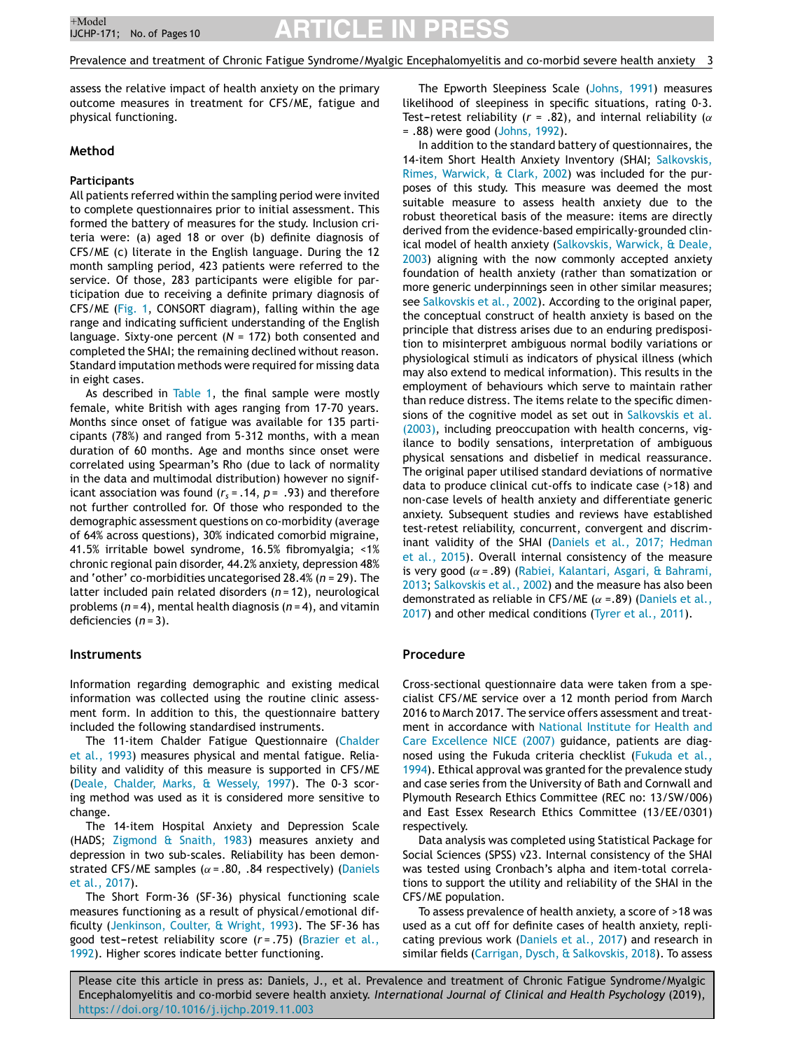assess the relative impact of health anxiety on the primary outcome measures in treatment for CFS/ME, fatigue and physical functioning.

## Method

### Participants

All patients referred within the sampling period were invited to complete questionnaires prior to initial assessment. This formed the battery of measures for the study. Inclusion criteria were: (a) aged 18 or over (b) definite diagnosis of CFS/ME (c) literate in the English language. During the 12 month sampling period, 423 patients were referred to the service. Of those, 283 participants were eligible for participation due to receiving a definite primary diagnosis of CFS/ME (Fig. 1, CONSORT diagram), falling within the age range and indicating sufficient understanding of the English language. Sixty-one percent ($N$ = 172) both consented and completed the SHAI; the remaining declined without reason. Standard imputation methods were required for missing data in eight cases.

As described in Table 1, the final sample were mostly female, white British with ages ranging from 17-70 years. Months since onset of fatigue was available for 135 participants (78%) and ranged from 5-312 months, with a mean duration of 60 months. Age and months since onset were correlated using Spearman's Rho (due to lack of normality in the data and multimodal distribution) however no significant association was found ($r_s$ = .14, $p$ = .93) and therefore not further controlled for. Of those who responded to the demographic assessment questions on co-morbidity (average of 64% across questions), 30% indicated comorbid migraine, 41.5% irritable bowel syndrome, 16.5% fibromyalgia; <1% chronic regional pain disorder, 44.2% anxiety, depression 48% and 'other' co-morbidities uncategorised 28.4% ($n$ = 29). The latter included pain related disorders ($n$ = 12), neurological problems ($n$ = 4), mental health diagnosis ($n$ = 4), and vitamin deficiencies ($n$ = 3).

### Instruments

Information regarding demographic and existing medical information was collected using the routine clinic assessment form. In addition to this, the questionnaire battery included the following standardised instruments.

The 11-item Chalder Fatigue Questionnaire (Chalder et al., 1993) measures physical and mental fatigue. Reliability and validity of this measure is supported in CFS/ME (Deale, Chalder, Marks, & Wessely, 1997). The 0-3 scoring method was used as it is considered more sensitive to change.

The 14-item Hospital Anxiety and Depression Scale (HADS; Zigmond & Snaith, 1983) measures anxiety and depression in two sub-scales. Reliability has been demonstrated CFS/ME samples ($\alpha$ = .80, .84 respectively) (Daniels et al., 2017).

The Short Form-36 (SF-36) physical functioning scale measures functioning as a result of physical/emotional difficulty (Jenkinson, Coulter, & Wright, 1993). The SF-36 has good test-retest reliability score ($r$ = .75) (Brazier et al., 1992). Higher scores indicate better functioning.

The Epworth Sleepiness Scale (Johns, 1991) measures likelihood of sleepiness in specific situations, rating 0-3. Test-retest reliability ($r$ = .82), and internal reliability ($\alpha$ = .88) were good (Johns, 1992).

In addition to the standard battery of questionnaires, the 14-item Short Health Anxiety Inventory (SHAI; Salkovskis, Rimes, Warwick, & Clark, 2002) was included for the purposes of this study. This measure was deemed the most suitable measure to assess health anxiety due to the robust theoretical basis of the measure: items are directly derived from the evidence-based empirically-grounded clinical model of health anxiety (Salkovskis, Warwick, & Deale, 2003) aligning with the now commonly accepted anxiety foundation of health anxiety (rather than somatization or more generic underpinnings seen in other similar measures; see Salkovskis et al., 2002). According to the original paper, the conceptual construct of health anxiety is based on the principle that distress arises due to an enduring predisposition to misinterpret ambiguous normal bodily variations or physiological stimuli as indicators of physical illness (which may also extend to medical information). This results in the employment of behaviours which serve to maintain rather than reduce distress. The items relate to the specific dimensions of the cognitive model as set out in Salkovskis et al. (2003), including preoccupation with health concerns, vigilance to bodily sensations, interpretation of ambiguous physical sensations and disbelief in medical reassurance. The original paper utilised standard deviations of normative data to produce clinical cut-offs to indicate case (>18) and non-case levels of health anxiety and differentiate generic anxiety. Subsequent studies and reviews have established test-retest reliability, concurrent, convergent and discriminant validity of the SHAI (Daniels et al., 2017; Hedman et al., 2015). Overall internal consistency of the measure is very good ($\alpha$ = .89) (Rabiei, Kalantari, Asgari, & Bahrami, 2013; Salkovskis et al., 2002) and the measure has also been demonstrated as reliable in CFS/ME ($\alpha$ =.89) (Daniels et al., 2017) and other medical conditions (Tyrer et al., 2011).

### Procedure

Cross-sectional questionnaire data were taken from a specialist CFS/ME service over a 12 month period from March 2016 to March 2017. The service offers assessment and treatment in accordance with National Institute for Health and Care Excellence NICE (2007) guidance, patients are diagnosed using the Fukuda criteria checklist (Fukuda et al., 1994). Ethical approval was granted for the prevalence study and case series from the University of Bath and Cornwall and Plymouth Research Ethics Committee (REC no: 13/SW/006) and East Essex Research Ethics Committee (13/EE/0301) respectively.

Data analysis was completed using Statistical Package for Social Sciences (SPSS) v23. Internal consistency of the SHAI was tested using Cronbach's alpha and item-total correlations to support the utility and reliability of the SHAI in the CFS/ME population.

To assess prevalence of health anxiety, a score of >18 was used as a cut off for definite cases of health anxiety, replicating previous work (Daniels et al., 2017) and research in similar fields (Carrigan, Dysch, & Salkovskis, 2018). To assess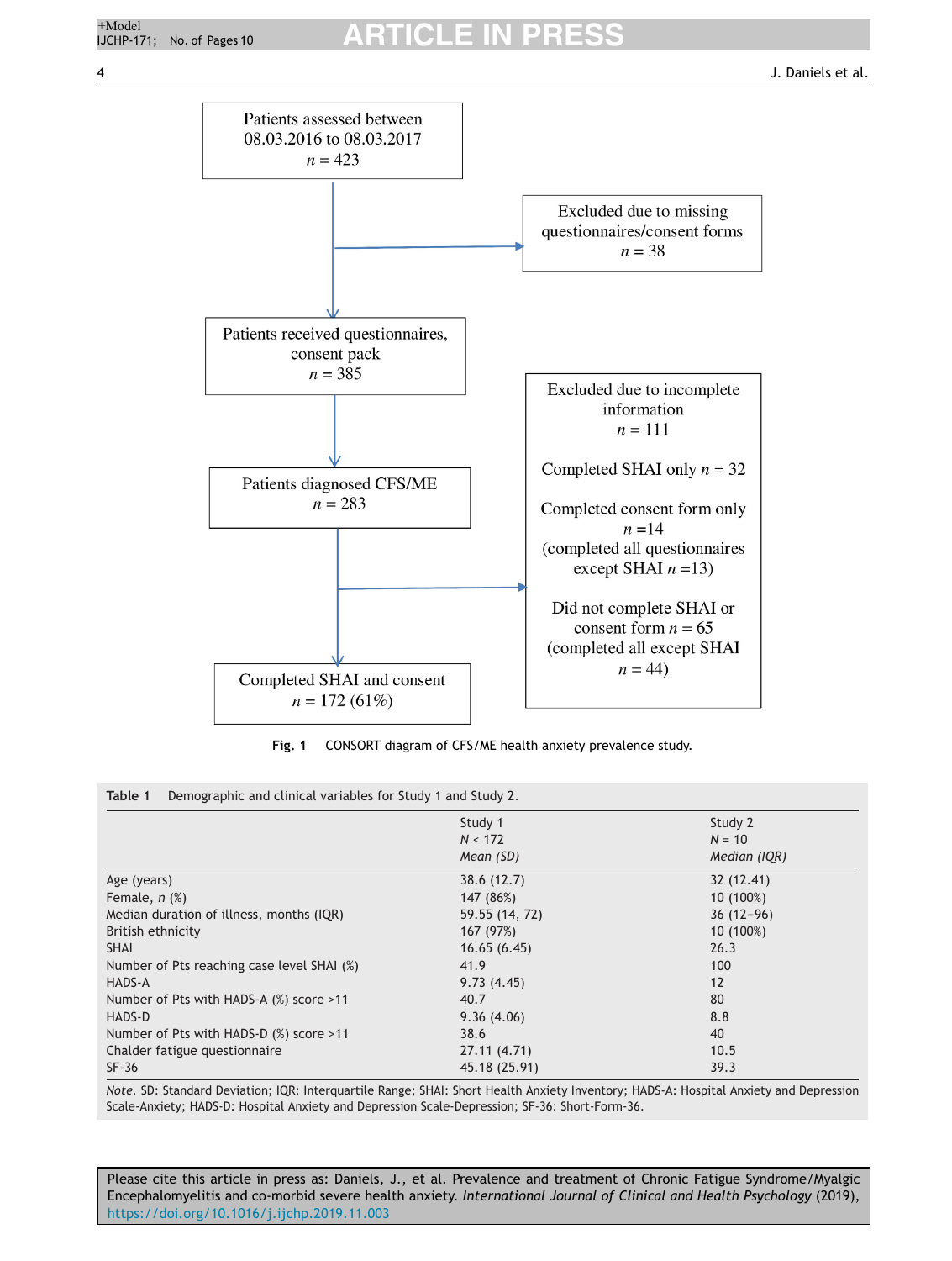Patients assessed between 08.03.2016 to 08.03.2017
$n = 423$

Excluded due to missing questionnaires/consent forms
$n = 38$

Patients received questionnaires, consent pack
$n = 385$

Patients diagnosed CFS/ME
$n = 283$

Excluded due to incomplete information
$n = 111$

Completed SHAI only $n = 32$

Completed consent form only
$n = 14$
(completed all questionnaires except SHAI $n = 13$)

Did not complete SHAI or consent form $n = 65$
(completed all except SHAI
$n = 44$)

Completed SHAI and consent
$n = 172$ (61%)

**Fig. 1** CONSORT diagram of CFS/ME health anxiety prevalence study.

**Table 1** Demographic and clinical variables for Study 1 and Study 2.

| | Study 1 *N* < 172 *Mean (SD)* | Study 2 *N* = 10 *Median (IQR)* |
|---|---|---|
| Age (years) | 38.6 (12.7) | 32 (12.41) |
| Female, *n* (%) | 147 (86%) | 10 (100%) |
| Median duration of illness, months (IQR) | 59.55 (14, 72) | 36 (12–96) |
| British ethnicity | 167 (97%) | 10 (100%) |
| SHAI | 16.65 (6.45) | 26.3 |
| Number of Pts reaching case level SHAI (%) | 41.9 | 100 |
| HADS-A | 9.73 (4.45) | 12 |
| Number of Pts with HADS-A (%) score >11 | 40.7 | 80 |
| HADS-D | 9.36 (4.06) | 8.8 |
| Number of Pts with HADS-D (%) score >11 | 38.6 | 40 |
| Chalder fatigue questionnaire | 27.11 (4.71) | 10.5 |
| SF-36 | 45.18 (25.91) | 39.3 |

*Note*. SD: Standard Deviation; IQR: Interquartile Range; SHAI: Short Health Anxiety Inventory; HADS-A: Hospital Anxiety and Depression Scale-Anxiety; HADS-D: Hospital Anxiety and Depression Scale-Depression; SF-36: Short-Form-36.

Please cite this article in press as: Daniels, J., et al. Prevalence and treatment of Chronic Fatigue Syndrome/Myalgic Encephalomyelitis and co-morbid severe health anxiety. *International Journal of Clinical and Health Psychology* (2019), https://doi.org/10.1016/j.ijchp.2019.11.003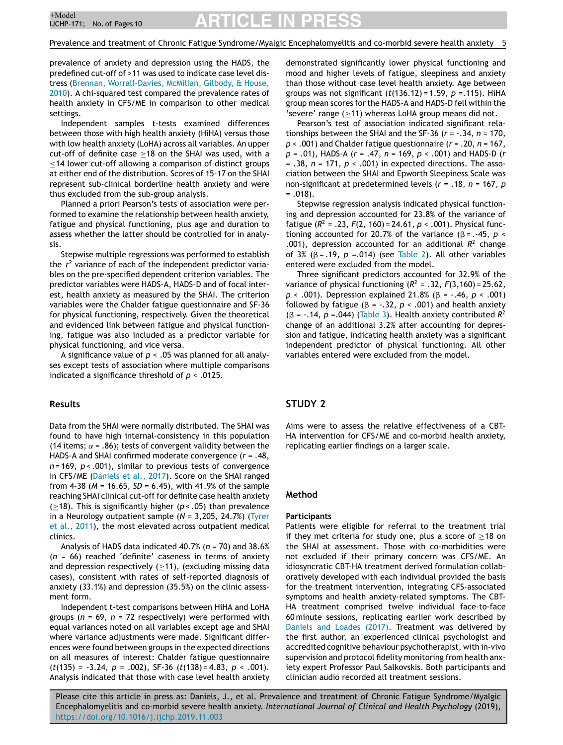prevalence of anxiety and depression using the HADS, the predefined cut-off of >11 was used to indicate case level distress (Brennan, Worrall-Davies, McMillan, Gilbody, & House, 2010). A chi-squared test compared the prevalence rates of health anxiety in CFS/ME in comparison to other medical settings.

Independent samples t-tests examined differences between those with high health anxiety (HiHA) versus those with low health anxiety (LoHA) across all variables. An upper cut-off of definite case ≥18 on the SHAI was used, with a ≤14 lower cut-off allowing a comparison of distinct groups at either end of the distribution. Scores of 15-17 on the SHAI represent sub-clinical borderline health anxiety and were thus excluded from the sub-group analysis.

Planned a priori Pearson's tests of association were performed to examine the relationship between health anxiety, fatigue and physical functioning, plus age and duration to assess whether the latter should be controlled for in analysis.

Stepwise multiple regressions was performed to establish the $r^2$ variance of each of the independent predictor variables on the pre-specified dependent criterion variables. The predictor variables were HADS-A, HADS-D and of focal interest, health anxiety as measured by the SHAI. The criterion variables were the Chalder fatigue questionnaire and SF-36 for physical functioning, respectively. Given the theoretical and evidenced link between fatigue and physical functioning, fatigue was also included as a predictor variable for physical functioning, and vice versa.

A significance value of $p < .05$ was planned for all analyses except tests of association where multiple comparisons indicated a significance threshold of $p < .0125$.

## Results

Data from the SHAI were normally distributed. The SHAI was found to have high internal-consistency in this population (14 items; $\alpha = .86$); tests of convergent validity between the HADS-A and SHAI confirmed moderate convergence ($r = .48$, $n = 169$, $p < .001$), similar to previous tests of convergence in CFS/ME (Daniels et al., 2017). Score on the SHAI ranged from 4-38 ($M = 16.65$, $SD = 6.45$), with 41.9% of the sample reaching SHAI clinical cut-off for definite case health anxiety (≥18). This is significantly higher ($p < .05$) than prevalence in a Neurology outpatient sample ($N = 3,205$, 24.7%) (Tyrer et al., 2011), the most elevated across outpatient medical clinics.

Analysis of HADS data indicated 40.7% ($n = 70$) and 38.6% ($n = 66$) reached 'definite' caseness in terms of anxiety and depression respectively (≥11), (excluding missing data cases), consistent with rates of self-reported diagnosis of anxiety (33.1%) and depression (35.5%) on the clinic assessment form.

Independent t-test comparisons between HiHA and LoHA groups ($n = 69$, $n = 72$ respectively) were performed with equal variances noted on all variables except age and SHAI where variance adjustments were made. Significant differences were found between groups in the expected directions on all measures of interest: Chalder fatigue questionnaire ($t(135) = -3.24$, $p = .002$), SF-36 ($t(138) = 4.83$, $p < .001$). Analysis indicated that those with case level health anxiety demonstrated significantly lower physical functioning and mood and higher levels of fatigue, sleepiness and anxiety than those without case level health anxiety. Age between groups was not significant ($t(136.12) = 1.59$, $p = .115$). HiHA group mean scores for the HADS-A and HADS-D fell within the 'severe' range (≥11) whereas LoHA group means did not.

Pearson's test of association indicated significant relationships between the SHAI and the SF-36 ($r = -.34$, $n = 170$, $p < .001$) and Chalder fatigue questionnaire ($r = .20$, $n = 167$, $p = .01$), HADS-A ($r = .47$, $n = 169$, $p < .001$) and HADS-D ($r = .38$, $n = 171$, $p < .001$) in expected directions. The association between the SHAI and Epworth Sleepiness Scale was non-significant at predetermined levels ($r = .18$, $n = 167$, $p = .018$).

Stepwise regression analysis indicated physical functioning and depression accounted for 23.8% of the variance of fatigue ($R^2 = .23$, $F(2, 160) = 24.61$, $p < .001$). Physical functioning accounted for 20.7% of the variance ($\beta = -.45$, $p < .001$), depression accounted for an additional $R^2$ change of 3% ($\beta = .19$, $p = .014$) (see Table 2). All other variables entered were excluded from the model.

Three significant predictors accounted for 32.9% of the variance of physical functioning ($R^2 = .32$, $F(3,160) = 25.62$, $p < .001$). Depression explained 21.8% ($\beta = -.46$, $p < .001$) followed by fatigue ($\beta = -.32$, $p < .001$) and health anxiety ($\beta = -.14$, $p = .044$) (Table 3). Health anxiety contributed $R^2$ change of an additional 3.2% after accounting for depression and fatigue, indicating health anxiety was a significant independent predictor of physical functioning. All other variables entered were excluded from the model.

# STUDY 2

Aims were to assess the relative effectiveness of a CBT-HA intervention for CFS/ME and co-morbid health anxiety, replicating earlier findings on a larger scale.

## Method

### Participants

Patients were eligible for referral to the treatment trial if they met criteria for study one, plus a score of ≥18 on the SHAI at assessment. Those with co-morbidities were not excluded if their primary concern was CFS/ME. An idiosyncratic CBT-HA treatment derived formulation collaboratively developed with each individual provided the basis for the treatment intervention, integrating CFS-associated symptoms and health anxiety-related symptoms. The CBT-HA treatment comprised twelve individual face-to-face 60 minute sessions, replicating earlier work described by Daniels and Loades (2017). Treatment was delivered by the first author, an experienced clinical psychologist and accredited cognitive behaviour psychotherapist, with in-vivo supervision and protocol fidelity monitoring from health anxiety expert Professor Paul Salkovskis. Both participants and clinician audio recorded all treatment sessions.

Please cite this article in press as: Daniels, J., et al. Prevalence and treatment of Chronic Fatigue Syndrome/Myalgic Encephalomyelitis and co-morbid severe health anxiety. *International Journal of Clinical and Health Psychology* (2019), https://doi.org/10.1016/j.ijchp.2019.11.003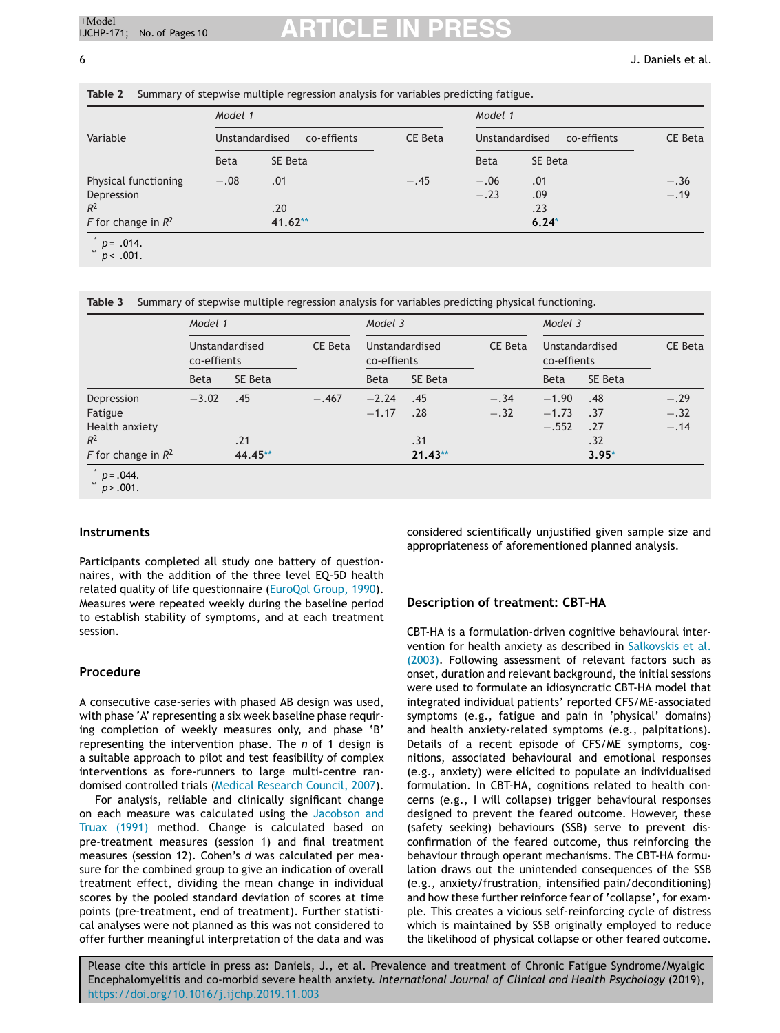**Table 2** Summary of stepwise multiple regression analysis for variables predicting fatigue.

| Variable | *Model 1* | | | *Model 1* | | |
|---|---|---|---|---|---|---|
| | Unstandardised co-effients | | CE Beta | Unstandardised co-effients | | CE Beta |
| | Beta | SE Beta | | Beta | SE Beta | |
| Physical functioning | −.08 | .01 | −.45 | −.06 | .01 | −.36 |
| Depression | | | | −.23 | .09 | −.19 |
| $R^2$ | | .20 | | | .23 | |
| *F* for change in $R^2$ | | **41.62**[**] | | | **6.24**[*] | |

[*] $p = .014$.
[**] $p < .001$.

**Table 3** Summary of stepwise multiple regression analysis for variables predicting physical functioning.

| | *Model 1* | | | *Model 3* | | | *Model 3* | | |
|---|---|---|---|---|---|---|---|---|---|
| | Unstandardised co-effients | | CE Beta | Unstandardised co-effients | | CE Beta | Unstandardised co-effients | | CE Beta |
| | Beta | SE Beta | | Beta | SE Beta | | Beta | SE Beta | |
| Depression | −3.02 | .45 | −.467 | −2.24 | .45 | −.34 | −1.90 | .48 | −.29 |
| Fatigue | | | | −1.17 | .28 | −.32 | −1.73 | .37 | −.32 |
| Health anxiety | | | | | | | −.552 | .27 | −.14 |
| $R^2$ | | .21 | | | .31 | | | .32 | |
| *F* for change in $R^2$ | | **44.45**[**] | | | **21.43**[**] | | | **3.95**[*] | |

[*] $p = .044$.
[**] $p > .001$.

### Instruments

Participants completed all study one battery of questionnaires, with the addition of the three level EQ-5D health related quality of life questionnaire (EuroQol Group, 1990). Measures were repeated weekly during the baseline period to establish stability of symptoms, and at each treatment session.

### Procedure

A consecutive case-series with phased AB design was used, with phase 'A' representing a six week baseline phase requiring completion of weekly measures only, and phase 'B' representing the intervention phase. The *n* of 1 design is a suitable approach to pilot and test feasibility of complex interventions as fore-runners to large multi-centre randomised controlled trials (Medical Research Council, 2007).

For analysis, reliable and clinically significant change on each measure was calculated using the Jacobson and Truax (1991) method. Change is calculated based on pre-treatment measures (session 1) and final treatment measures (session 12). Cohen's *d* was calculated per measure for the combined group to give an indication of overall treatment effect, dividing the mean change in individual scores by the pooled standard deviation of scores at time points (pre-treatment, end of treatment). Further statistical analyses were not planned as this was not considered to offer further meaningful interpretation of the data and was considered scientifically unjustified given sample size and appropriateness of aforementioned planned analysis.

### Description of treatment: CBT-HA

CBT-HA is a formulation-driven cognitive behavioural intervention for health anxiety as described in Salkovskis et al. (2003). Following assessment of relevant factors such as onset, duration and relevant background, the initial sessions were used to formulate an idiosyncratic CBT-HA model that integrated individual patients' reported CFS/ME-associated symptoms (e.g., fatigue and pain in 'physical' domains) and health anxiety-related symptoms (e.g., palpitations). Details of a recent episode of CFS/ME symptoms, cognitions, associated behavioural and emotional responses (e.g., anxiety) were elicited to populate an individualised formulation. In CBT-HA, cognitions related to health concerns (e.g., I will collapse) trigger behavioural responses designed to prevent the feared outcome. However, these (safety seeking) behaviours (SSB) serve to prevent disconfirmation of the feared outcome, thus reinforcing the behaviour through operant mechanisms. The CBT-HA formulation draws out the unintended consequences of the SSB (e.g., anxiety/frustration, intensified pain/deconditioning) and how these further reinforce fear of 'collapse', for example. This creates a vicious self-reinforcing cycle of distress which is maintained by SSB originally employed to reduce the likelihood of physical collapse or other feared outcome.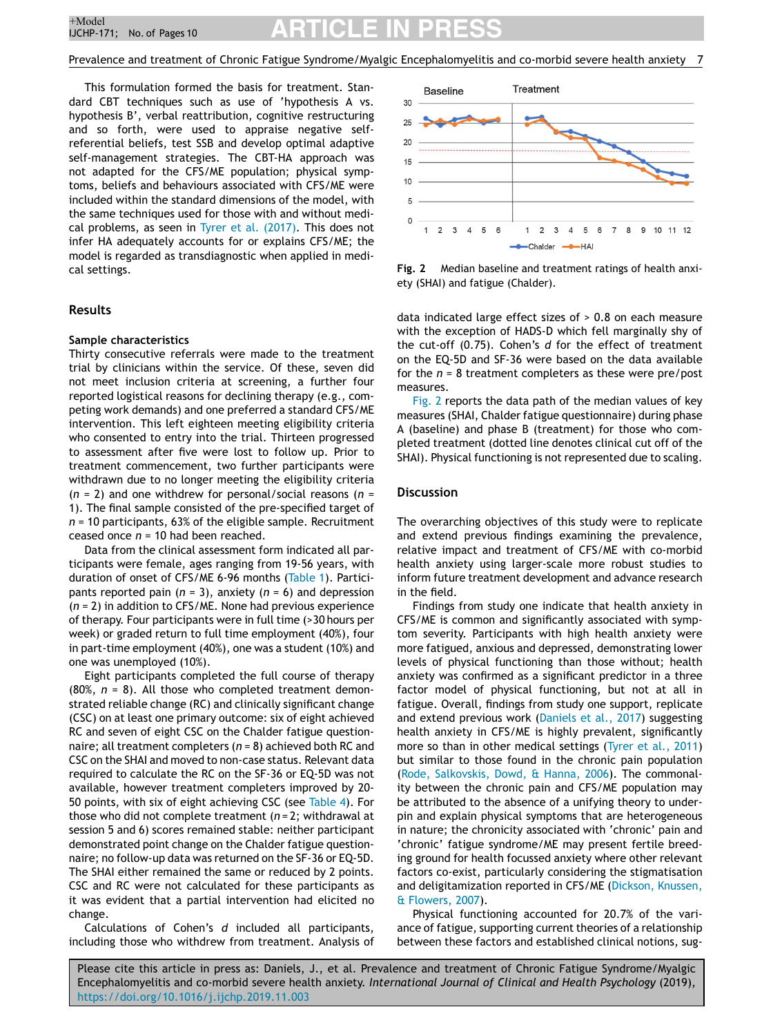This formulation formed the basis for treatment. Standard CBT techniques such as use of 'hypothesis A vs. hypothesis B', verbal reattribution, cognitive restructuring and so forth, were used to appraise negative self-referential beliefs, test SSB and develop optimal adaptive self-management strategies. The CBT-HA approach was not adapted for the CFS/ME population; physical symptoms, beliefs and behaviours associated with CFS/ME were included within the standard dimensions of the model, with the same techniques used for those with and without medical problems, as seen in Tyrer et al. (2017). This does not infer HA adequately accounts for or explains CFS/ME; the model is regarded as transdiagnostic when applied in medical settings.

## Results

### Sample characteristics

Thirty consecutive referrals were made to the treatment trial by clinicians within the service. Of these, seven did not meet inclusion criteria at screening, a further four reported logistical reasons for declining therapy (e.g., competing work demands) and one preferred a standard CFS/ME intervention. This left eighteen meeting eligibility criteria who consented to entry into the trial. Thirteen progressed to assessment after five were lost to follow up. Prior to treatment commencement, two further participants were withdrawn due to no longer meeting the eligibility criteria ($n$ = 2) and one withdrew for personal/social reasons ($n$ = 1). The final sample consisted of the pre-specified target of $n$ = 10 participants, 63% of the eligible sample. Recruitment ceased once $n$ = 10 had been reached.

Data from the clinical assessment form indicated all participants were female, ages ranging from 19-56 years, with duration of onset of CFS/ME 6-96 months (Table 1). Participants reported pain ($n$ = 3), anxiety ($n$ = 6) and depression ($n$ = 2) in addition to CFS/ME. None had previous experience of therapy. Four participants were in full time (>30 hours per week) or graded return to full time employment (40%), four in part-time employment (40%), one was a student (10%) and one was unemployed (10%).

Eight participants completed the full course of therapy (80%, $n$ = 8). All those who completed treatment demonstrated reliable change (RC) and clinically significant change (CSC) on at least one primary outcome: six of eight achieved RC and seven of eight CSC on the Chalder fatigue questionnaire; all treatment completers ($n$ = 8) achieved both RC and CSC on the SHAI and moved to non-case status. Relevant data required to calculate the RC on the SF-36 or EQ-5D was not available, however treatment completers improved by 20-50 points, with six of eight achieving CSC (see Table 4). For those who did not complete treatment ($n$ = 2; withdrawal at session 5 and 6) scores remained stable: neither participant demonstrated point change on the Chalder fatigue questionnaire; no follow-up data was returned on the SF-36 or EQ-5D. The SHAI either remained the same or reduced by 2 points. CSC and RC were not calculated for these participants as it was evident that a partial intervention had elicited no change.

Calculations of Cohen's $d$ included all participants, including those who withdrew from treatment. Analysis of data indicated large effect sizes of > 0.8 on each measure with the exception of HADS-D which fell marginally shy of the cut-off (0.75). Cohen's $d$ for the effect of treatment on the EQ-5D and SF-36 were based on the data available for the $n$ = 8 treatment completers as these were pre/post measures.

Fig. 2 reports the data path of the median values of key measures (SHAI, Chalder fatigue questionnaire) during phase A (baseline) and phase B (treatment) for those who completed treatment (dotted line denotes clinical cut off of the SHAI). Physical functioning is not represented due to scaling.

**Fig. 2** Median baseline and treatment ratings of health anxiety (SHAI) and fatigue (Chalder).

## Discussion

The overarching objectives of this study were to replicate and extend previous findings examining the prevalence, relative impact and treatment of CFS/ME with co-morbid health anxiety using larger-scale more robust studies to inform future treatment development and advance research in the field.

Findings from study one indicate that health anxiety in CFS/ME is common and significantly associated with symptom severity. Participants with high health anxiety were more fatigued, anxious and depressed, demonstrating lower levels of physical functioning than those without; health anxiety was confirmed as a significant predictor in a three factor model of physical functioning, but not at all in fatigue. Overall, findings from study one support, replicate and extend previous work (Daniels et al., 2017) suggesting health anxiety in CFS/ME is highly prevalent, significantly more so than in other medical settings (Tyrer et al., 2011) but similar to those found in the chronic pain population (Rode, Salkovskis, Dowd, & Hanna, 2006). The commonality between the chronic pain and CFS/ME population may be attributed to the absence of a unifying theory to underpin and explain physical symptoms that are heterogeneous in nature; the chronicity associated with 'chronic' pain and 'chronic' fatigue syndrome/ME may present fertile breeding ground for health focussed anxiety where other relevant factors co-exist, particularly considering the stigmatisation and deligitamization reported in CFS/ME (Dickson, Knussen, & Flowers, 2007).

Physical functioning accounted for 20.7% of the variance of fatigue, supporting current theories of a relationship between these factors and established clinical notions, sug-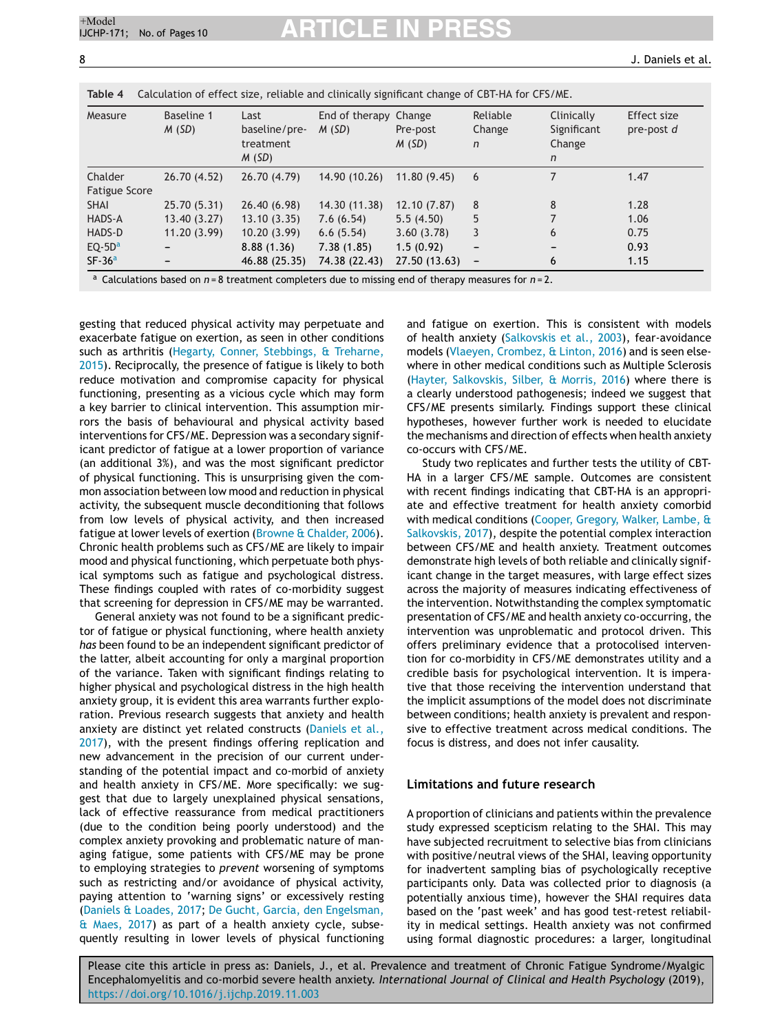Table 4 Calculation of effect size, reliable and clinically significant change of CBT-HA for CFS/ME.

| Measure | Baseline 1 *M* (*SD*) | Last baseline/pre-treatment *M* (*SD*) | End of therapy *M* (*SD*) | Change Pre-post *M* (*SD*) | Reliable Change *n* | Clinically Significant Change *n* | Effect size pre-post *d* |
|---|---|---|---|---|---|---|---|
| Chalder Fatigue Score | 26.70 (4.52) | 26.70 (4.79) | 14.90 (10.26) | 11.80 (9.45) | 6 | 7 | 1.47 |
| SHAI | 25.70 (5.31) | 26.40 (6.98) | 14.30 (11.38) | 12.10 (7.87) | 8 | 8 | 1.28 |
| HADS-A | 13.40 (3.27) | 13.10 (3.35) | 7.6 (6.54) | 5.5 (4.50) | 5 | 7 | 1.06 |
| HADS-D | 11.20 (3.99) | 10.20 (3.99) | 6.6 (5.54) | 3.60 (3.78) | 3 | 6 | 0.75 |
| EQ-5D[a] | – | 8.88 (1.36) | 7.38 (1.85) | 1.5 (0.92) | – | – | 0.93 |
| SF-36[a] | – | 46.88 (25.35) | 74.38 (22.43) | 27.50 (13.63) | – | 6 | 1.15 |

[a] Calculations based on $n = 8$ treatment completers due to missing end of therapy measures for $n = 2$.

gesting that reduced physical activity may perpetuate and exacerbate fatigue on exertion, as seen in other conditions such as arthritis (Hegarty, Conner, Stebbings, & Treharne, 2015). Reciprocally, the presence of fatigue is likely to both reduce motivation and compromise capacity for physical functioning, presenting as a vicious cycle which may form a key barrier to clinical intervention. This assumption mirrors the basis of behavioural and physical activity based interventions for CFS/ME. Depression was a secondary significant predictor of fatigue at a lower proportion of variance (an additional 3%), and was the most significant predictor of physical functioning. This is unsurprising given the common association between low mood and reduction in physical activity, the subsequent muscle deconditioning that follows from low levels of physical activity, and then increased fatigue at lower levels of exertion (Browne & Chalder, 2006). Chronic health problems such as CFS/ME are likely to impair mood and physical functioning, which perpetuate both physical symptoms such as fatigue and psychological distress. These findings coupled with rates of co-morbidity suggest that screening for depression in CFS/ME may be warranted.

General anxiety was not found to be a significant predictor of fatigue or physical functioning, where health anxiety *has* been found to be an independent significant predictor of the latter, albeit accounting for only a marginal proportion of the variance. Taken with significant findings relating to higher physical and psychological distress in the high health anxiety group, it is evident this area warrants further exploration. Previous research suggests that anxiety and health anxiety are distinct yet related constructs (Daniels et al., 2017), with the present findings offering replication and new advancement in the precision of our current understanding of the potential impact and co-morbid of anxiety and health anxiety in CFS/ME. More specifically: we suggest that due to largely unexplained physical sensations, lack of effective reassurance from medical practitioners (due to the condition being poorly understood) and the complex anxiety provoking and problematic nature of managing fatigue, some patients with CFS/ME may be prone to employing strategies to *prevent* worsening of symptoms such as restricting and/or avoidance of physical activity, paying attention to 'warning signs' or excessively resting (Daniels & Loades, 2017; De Gucht, Garcia, den Engelsman, & Maes, 2017) as part of a health anxiety cycle, subsequently resulting in lower levels of physical functioning and fatigue on exertion. This is consistent with models of health anxiety (Salkovskis et al., 2003), fear-avoidance models (Vlaeyen, Crombez, & Linton, 2016) and is seen elsewhere in other medical conditions such as Multiple Sclerosis (Hayter, Salkovskis, Silber, & Morris, 2016) where there is a clearly understood pathogenesis; indeed we suggest that CFS/ME presents similarly. Findings support these clinical hypotheses, however further work is needed to elucidate the mechanisms and direction of effects when health anxiety co-occurs with CFS/ME.

Study two replicates and further tests the utility of CBT-HA in a larger CFS/ME sample. Outcomes are consistent with recent findings indicating that CBT-HA is an appropriate and effective treatment for health anxiety comorbid with medical conditions (Cooper, Gregory, Walker, Lambe, & Salkovskis, 2017), despite the potential complex interaction between CFS/ME and health anxiety. Treatment outcomes demonstrate high levels of both reliable and clinically significant change in the target measures, with large effect sizes across the majority of measures indicating effectiveness of the intervention. Notwithstanding the complex symptomatic presentation of CFS/ME and health anxiety co-occurring, the intervention was unproblematic and protocol driven. This offers preliminary evidence that a protocolised intervention for co-morbidity in CFS/ME demonstrates utility and a credible basis for psychological intervention. It is imperative that those receiving the intervention understand that the implicit assumptions of the model does not discriminate between conditions; health anxiety is prevalent and responsive to effective treatment across medical conditions. The focus is distress, and does not infer causality.

## Limitations and future research

A proportion of clinicians and patients within the prevalence study expressed scepticism relating to the SHAI. This may have subjected recruitment to selective bias from clinicians with positive/neutral views of the SHAI, leaving opportunity for inadvertent sampling bias of psychologically receptive participants only. Data was collected prior to diagnosis (a potentially anxious time), however the SHAI requires data based on the 'past week' and has good test-retest reliability in medical settings. Health anxiety was not confirmed using formal diagnostic procedures: a larger, longitudinal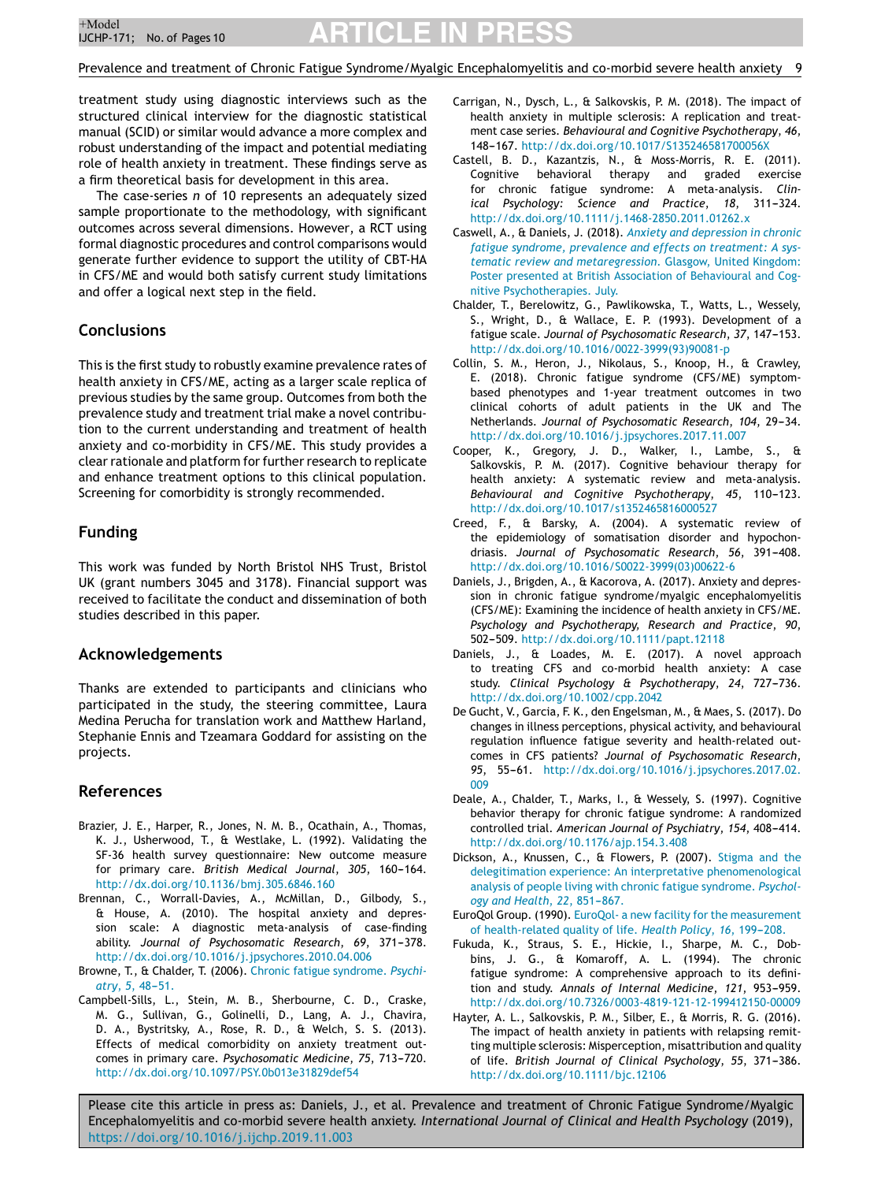treatment study using diagnostic interviews such as the structured clinical interview for the diagnostic statistical manual (SCID) or similar would advance a more complex and robust understanding of the impact and potential mediating role of health anxiety in treatment. These findings serve as a firm theoretical basis for development in this area.

The case-series *n* of 10 represents an adequately sized sample proportionate to the methodology, with significant outcomes across several dimensions. However, a RCT using formal diagnostic procedures and control comparisons would generate further evidence to support the utility of CBT-HA in CFS/ME and would both satisfy current study limitations and offer a logical next step in the field.

## Conclusions

This is the first study to robustly examine prevalence rates of health anxiety in CFS/ME, acting as a larger scale replica of previous studies by the same group. Outcomes from both the prevalence study and treatment trial make a novel contribution to the current understanding and treatment of health anxiety and co-morbidity in CFS/ME. This study provides a clear rationale and platform for further research to replicate and enhance treatment options to this clinical population. Screening for comorbidity is strongly recommended.

## Funding

This work was funded by North Bristol NHS Trust, Bristol UK (grant numbers 3045 and 3178). Financial support was received to facilitate the conduct and dissemination of both studies described in this paper.

## Acknowledgements

Thanks are extended to participants and clinicians who participated in the study, the steering committee, Laura Medina Perucha for translation work and Matthew Harland, Stephanie Ennis and Tzeamara Goddard for assisting on the projects.

## References

Brazier, J. E., Harper, R., Jones, N. M. B., Ocathain, A., Thomas, K. J., Usherwood, T., & Westlake, L. (1992). Validating the SF-36 health survey questionnaire: New outcome measure for primary care. *British Medical Journal*, *305*, 160–164. http://dx.doi.org/10.1136/bmj.305.6846.160

Brennan, C., Worrall-Davies, A., McMillan, D., Gilbody, S., & House, A. (2010). The hospital anxiety and depression scale: A diagnostic meta-analysis of case-finding ability. *Journal of Psychosomatic Research*, *69*, 371–378. http://dx.doi.org/10.1016/j.jpsychores.2010.04.006

Browne, T., & Chalder, T. (2006). Chronic fatigue syndrome. *Psychiatry*, *5*, 48–51.

Campbell-Sills, L., Stein, M. B., Sherbourne, C. D., Craske, M. G., Sullivan, G., Golinelli, D., Lang, A. J., Chavira, D. A., Bystritsky, A., Rose, R. D., & Welch, S. S. (2013). Effects of medical comorbidity on anxiety treatment outcomes in primary care. *Psychosomatic Medicine*, *75*, 713–720. http://dx.doi.org/10.1097/PSY.0b013e31829def54

Carrigan, N., Dysch, L., & Salkovskis, P. M. (2018). The impact of health anxiety in multiple sclerosis: A replication and treatment case series. *Behavioural and Cognitive Psychotherapy*, *46*, 148–167. http://dx.doi.org/10.1017/S135246581700056X

Castell, B. D., Kazantzis, N., & Moss-Morris, R. E. (2011). Cognitive behavioral therapy and graded exercise for chronic fatigue syndrome: A meta-analysis. *Clinical Psychology: Science and Practice*, *18*, 311–324. http://dx.doi.org/10.1111/j.1468-2850.2011.01262.x

Caswell, A., & Daniels, J. (2018). *Anxiety and depression in chronic fatigue syndrome, prevalence and effects on treatment: A systematic review and metaregression*. Glasgow, United Kingdom: Poster presented at British Association of Behavioural and Cognitive Psychotherapies. July.

Chalder, T., Berelowitz, G., Pawlikowska, T., Watts, L., Wessely, S., Wright, D., & Wallace, E. P. (1993). Development of a fatigue scale. *Journal of Psychosomatic Research*, *37*, 147–153. http://dx.doi.org/10.1016/0022-3999(93)90081-p

Collin, S. M., Heron, J., Nikolaus, S., Knoop, H., & Crawley, E. (2018). Chronic fatigue syndrome (CFS/ME) symptom-based phenotypes and 1-year treatment outcomes in two clinical cohorts of adult patients in the UK and The Netherlands. *Journal of Psychosomatic Research*, *104*, 29–34. http://dx.doi.org/10.1016/j.jpsychores.2017.11.007

Cooper, K., Gregory, J. D., Walker, I., Lambe, S., & Salkovskis, P. M. (2017). Cognitive behaviour therapy for health anxiety: A systematic review and meta-analysis. *Behavioural and Cognitive Psychotherapy*, *45*, 110–123. http://dx.doi.org/10.1017/s1352465816000527

Creed, F., & Barsky, A. (2004). A systematic review of the epidemiology of somatisation disorder and hypochondriasis. *Journal of Psychosomatic Research*, *56*, 391–408. http://dx.doi.org/10.1016/S0022-3999(03)00622-6

Daniels, J., Brigden, A., & Kacorova, A. (2017). Anxiety and depression in chronic fatigue syndrome/myalgic encephalomyelitis (CFS/ME): Examining the incidence of health anxiety in CFS/ME. *Psychology and Psychotherapy, Research and Practice*, *90*, 502–509. http://dx.doi.org/10.1111/papt.12118

Daniels, J., & Loades, M. E. (2017). A novel approach to treating CFS and co-morbid health anxiety: A case study. *Clinical Psychology & Psychotherapy*, *24*, 727–736. http://dx.doi.org/10.1002/cpp.2042

De Gucht, V., Garcia, F. K., den Engelsman, M., & Maes, S. (2017). Do changes in illness perceptions, physical activity, and behavioural regulation influence fatigue severity and health-related outcomes in CFS patients? *Journal of Psychosomatic Research*, *95*, 55–61. http://dx.doi.org/10.1016/j.jpsychores.2017.02.009

Deale, A., Chalder, T., Marks, I., & Wessely, S. (1997). Cognitive behavior therapy for chronic fatigue syndrome: A randomized controlled trial. *American Journal of Psychiatry*, *154*, 408–414. http://dx.doi.org/10.1176/ajp.154.3.408

Dickson, A., Knussen, C., & Flowers, P. (2007). Stigma and the delegitimation experience: An interpretative phenomenological analysis of people living with chronic fatigue syndrome. *Psychology and Health*, *22*, 851–867.

EuroQol Group. (1990). EuroQol- a new facility for the measurement of health-related quality of life. *Health Policy*, *16*, 199–208.

Fukuda, K., Straus, S. E., Hickie, I., Sharpe, M. C., Dobbins, J. G., & Komaroff, A. L. (1994). The chronic fatigue syndrome: A comprehensive approach to its definition and study. *Annals of Internal Medicine*, *121*, 953–959. http://dx.doi.org/10.7326/0003-4819-121-12-199412150-00009

Hayter, A. L., Salkovskis, P. M., Silber, E., & Morris, R. G. (2016). The impact of health anxiety in patients with relapsing remitting multiple sclerosis: Misperception, misattribution and quality of life. *British Journal of Clinical Psychology*, *55*, 371–386. http://dx.doi.org/10.1111/bjc.12106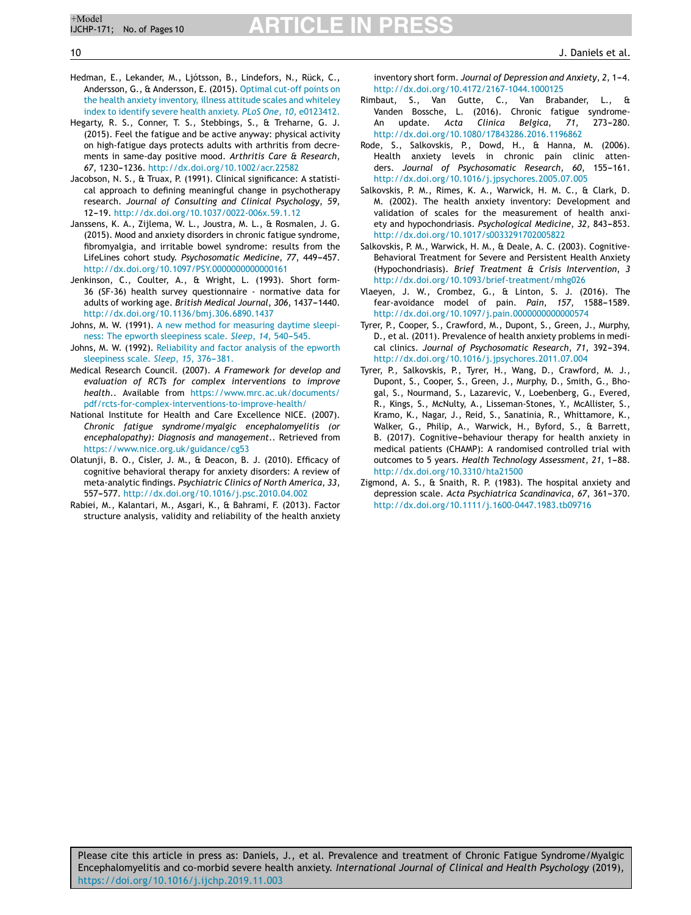Hedman, E., Lekander, M., Ljótsson, B., Lindefors, N., Rück, C., Andersson, G., & Andersson, E. (2015). Optimal cut-off points on the health anxiety inventory, illness attitude scales and whiteley index to identify severe health anxiety. *PLoS One*, *10*, e0123412.

Hegarty, R. S., Conner, T. S., Stebbings, S., & Treharne, G. J. (2015). Feel the fatigue and be active anyway: physical activity on high-fatigue days protects adults with arthritis from decrements in same-day positive mood. *Arthritis Care & Research*, *67*, 1230–1236. http://dx.doi.org/10.1002/acr.22582

Jacobson, N. S., & Truax, P. (1991). Clinical significance: A statistical approach to defining meaningful change in psychotherapy research. *Journal of Consulting and Clinical Psychology*, *59*, 12–19. http://dx.doi.org/10.1037/0022-006x.59.1.12

Janssens, K. A., Zijlema, W. L., Joustra, M. L., & Rosmalen, J. G. (2015). Mood and anxiety disorders in chronic fatigue syndrome, fibromyalgia, and irritable bowel syndrome: results from the LifeLines cohort study. *Psychosomatic Medicine*, *77*, 449–457. http://dx.doi.org/10.1097/PSY.0000000000000161

Jenkinson, C., Coulter, A., & Wright, L. (1993). Short form-36 (SF-36) health survey questionnaire - normative data for adults of working age. *British Medical Journal*, *306*, 1437–1440. http://dx.doi.org/10.1136/bmj.306.6890.1437

Johns, M. W. (1991). A new method for measuring daytime sleepiness: The epworth sleepiness scale. *Sleep*, *14*, 540–545.

Johns, M. W. (1992). Reliability and factor analysis of the epworth sleepiness scale. *Sleep*, *15*, 376–381.

Medical Research Council. (2007). *A Framework for develop and evaluation of RCTs for complex interventions to improve health.*. Available from https://www.mrc.ac.uk/documents/pdf/rcts-for-complex-interventions-to-improve-health/

National Institute for Health and Care Excellence NICE. (2007). *Chronic fatigue syndrome/myalgic encephalomyelitis (or encephalopathy): Diagnosis and management.*. Retrieved from https://www.nice.org.uk/guidance/cg53

Olatunji, B. O., Cisler, J. M., & Deacon, B. J. (2010). Efficacy of cognitive behavioral therapy for anxiety disorders: A review of meta-analytic findings. *Psychiatric Clinics of North America*, *33*, 557–577. http://dx.doi.org/10.1016/j.psc.2010.04.002

Rabiei, M., Kalantari, M., Asgari, K., & Bahrami, F. (2013). Factor structure analysis, validity and reliability of the health anxiety inventory short form. *Journal of Depression and Anxiety*, *2*, 1–4. http://dx.doi.org/10.4172/2167-1044.1000125

Rimbaut, S., Van Gutte, C., Van Brabander, L., & Vanden Bossche, L. (2016). Chronic fatigue syndrome-An update. *Acta Clinica Belgica*, *71*, 273–280. http://dx.doi.org/10.1080/17843286.2016.1196862

Rode, S., Salkovskis, P., Dowd, H., & Hanna, M. (2006). Health anxiety levels in chronic pain clinic attenders. *Journal of Psychosomatic Research*, *60*, 155–161. http://dx.doi.org/10.1016/j.jpsychores.2005.07.005

Salkovskis, P. M., Rimes, K. A., Warwick, H. M. C., & Clark, D. M. (2002). The health anxiety inventory: Development and validation of scales for the measurement of health anxiety and hypochondriasis. *Psychological Medicine*, *32*, 843–853. http://dx.doi.org/10.1017/s0033291702005822

Salkovskis, P. M., Warwick, H. M., & Deale, A. C. (2003). Cognitive-Behavioral Treatment for Severe and Persistent Health Anxiety (Hypochondriasis). *Brief Treatment & Crisis Intervention*, *3* http://dx.doi.org/10.1093/brief-treatment/mhg026

Vlaeyen, J. W., Crombez, G., & Linton, S. J. (2016). The fear-avoidance model of pain. *Pain*, *157*, 1588–1589. http://dx.doi.org/10.1097/j.pain.0000000000000574

Tyrer, P., Cooper, S., Crawford, M., Dupont, S., Green, J., Murphy, D., et al. (2011). Prevalence of health anxiety problems in medical clinics. *Journal of Psychosomatic Research*, *71*, 392–394. http://dx.doi.org/10.1016/j.jpsychores.2011.07.004

Tyrer, P., Salkovskis, P., Tyrer, H., Wang, D., Crawford, M. J., Dupont, S., Cooper, S., Green, J., Murphy, D., Smith, G., Bhogal, S., Nourmand, S., Lazarevic, V., Loebenberg, G., Evered, R., Kings, S., McNulty, A., Lisseman-Stones, Y., McAllister, S., Kramo, K., Nagar, J., Reid, S., Sanatinia, R., Whittamore, K., Walker, G., Philip, A., Warwick, H., Byford, S., & Barrett, B. (2017). Cognitive–behaviour therapy for health anxiety in medical patients (CHAMP): A randomised controlled trial with outcomes to 5 years. *Health Technology Assessment*, *21*, 1–88. http://dx.doi.org/10.3310/hta21500

Zigmond, A. S., & Snaith, R. P. (1983). The hospital anxiety and depression scale. *Acta Psychiatrica Scandinavica*, *67*, 361–370. http://dx.doi.org/10.1111/j.1600-0447.1983.tb09716

Please cite this article in press as: Daniels, J., et al. Prevalence and treatment of Chronic Fatigue Syndrome/Myalgic Encephalomyelitis and co-morbid severe health anxiety. *International Journal of Clinical and Health Psychology* (2019), https://doi.org/10.1016/j.ijchp.2019.11.003